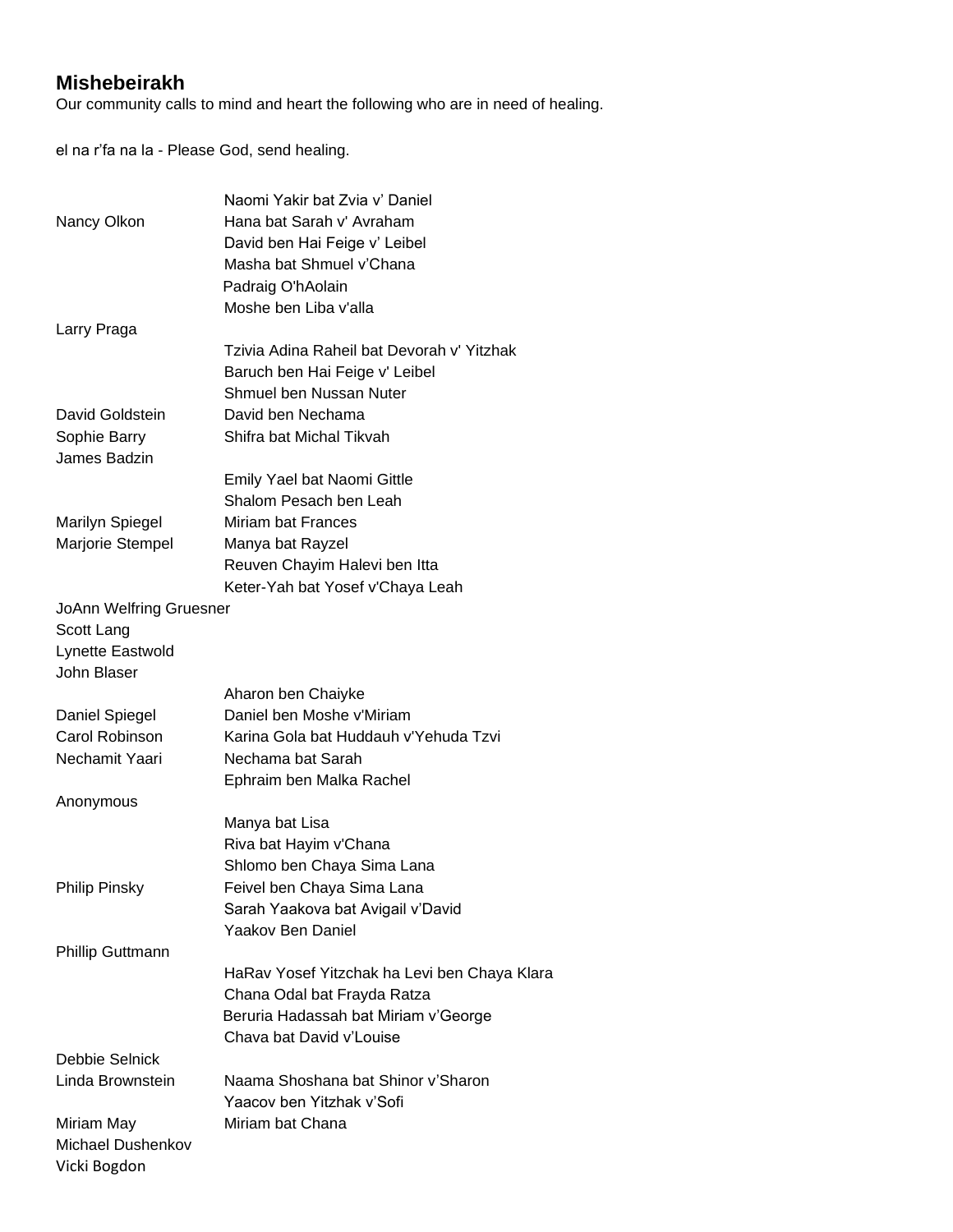**Mishebeirakh**

Our community calls to mind and heart the following who are in need of healing.

el na r'fa na la - Please God, send healing.

| | |
|---|---|
| | Naomi Yakir bat Zvia v' Daniel |
| Nancy Olkon | Hana bat Sarah v' Avraham |
| | David ben Hai Feige v' Leibel |
| | Masha bat Shmuel v'Chana |
| | Padraig O'hAolain |
| | Moshe ben Liba v'alla |
| Larry Praga | |
| | Tzivia Adina Raheil bat Devorah v' Yitzhak |
| | Baruch ben Hai Feige v' Leibel |
| | Shmuel ben Nussan Nuter |
| David Goldstein | David ben Nechama |
| Sophie Barry | Shifra bat Michal Tikvah |
| James Badzin | |
| | Emily Yael bat Naomi Gittle |
| | Shalom Pesach ben Leah |
| Marilyn Spiegel | Miriam bat Frances |
| Marjorie Stempel | Manya bat Rayzel |
| | Reuven Chayim Halevi ben Itta |
| | Keter-Yah bat Yosef v'Chaya Leah |
| JoAnn Welfring Gruesner | |
| Scott Lang | |
| Lynette Eastwold | |
| John Blaser | |
| | Aharon ben Chaiyke |
| Daniel Spiegel | Daniel ben Moshe v'Miriam |
| Carol Robinson | Karina Gola bat Huddauh v'Yehuda Tzvi |
| Nechamit Yaari | Nechama bat Sarah |
| | Ephraim ben Malka Rachel |
| Anonymous | |
| | Manya bat Lisa |
| | Riva bat Hayim v'Chana |
| | Shlomo ben Chaya Sima Lana |
| Philip Pinsky | Feivel ben Chaya Sima Lana |
| | Sarah Yaakova bat Avigail v'David |
| | Yaakov Ben Daniel |
| Phillip Guttmann | |
| | HaRav Yosef Yitzchak ha Levi ben Chaya Klara |
| | Chana Odal bat Frayda Ratza |
| | Beruria Hadassah bat Miriam v'George |
| | Chava bat David v'Louise |
| Debbie Selnick | |
| Linda Brownstein | Naama Shoshana bat Shinor v'Sharon |
| | Yaacov ben Yitzhak v'Sofi |
| Miriam May | Miriam bat Chana |
| Michael Dushenkov | |
| Vicki Bogdon | |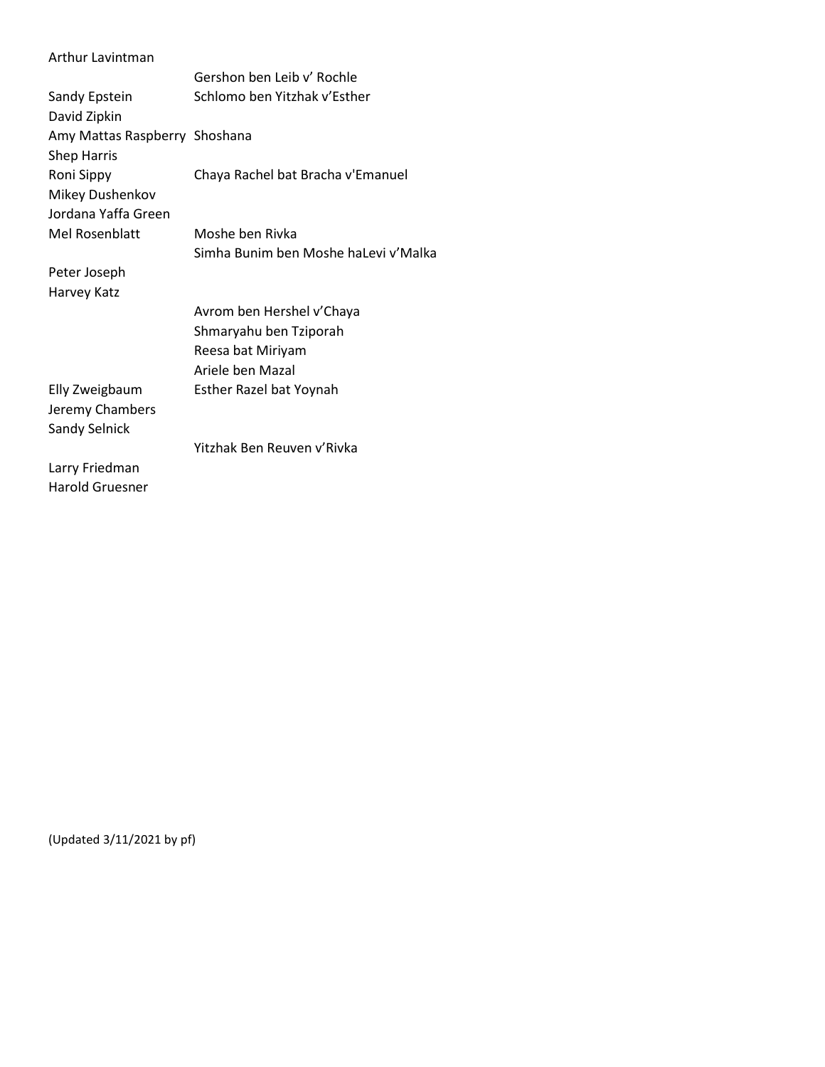| | |
|---|---|
| Arthur Lavintman | |
| | Gershon ben Leib v' Rochle |
| Sandy Epstein | Schlomo ben Yitzhak v'Esther |
| David Zipkin | |
| Amy Mattas Raspberry | Shoshana |
| Shep Harris | |
| Roni Sippy | Chaya Rachel bat Bracha v'Emanuel |
| Mikey Dushenkov | |
| Jordana Yaffa Green | |
| Mel Rosenblatt | Moshe ben Rivka |
| | Simha Bunim ben Moshe haLevi v'Malka |
| Peter Joseph | |
| Harvey Katz | |
| | Avrom ben Hershel v'Chaya |
| | Shmaryahu ben Tziporah |
| | Reesa bat Miriyam |
| | Ariele ben Mazal |
| Elly Zweigbaum | Esther Razel bat Yoynah |
| Jeremy Chambers | |
| Sandy Selnick | |
| | Yitzhak Ben Reuven v'Rivka |
| Larry Friedman | |
| Harold Gruesner | |

(Updated 3/11/2021 by pf)